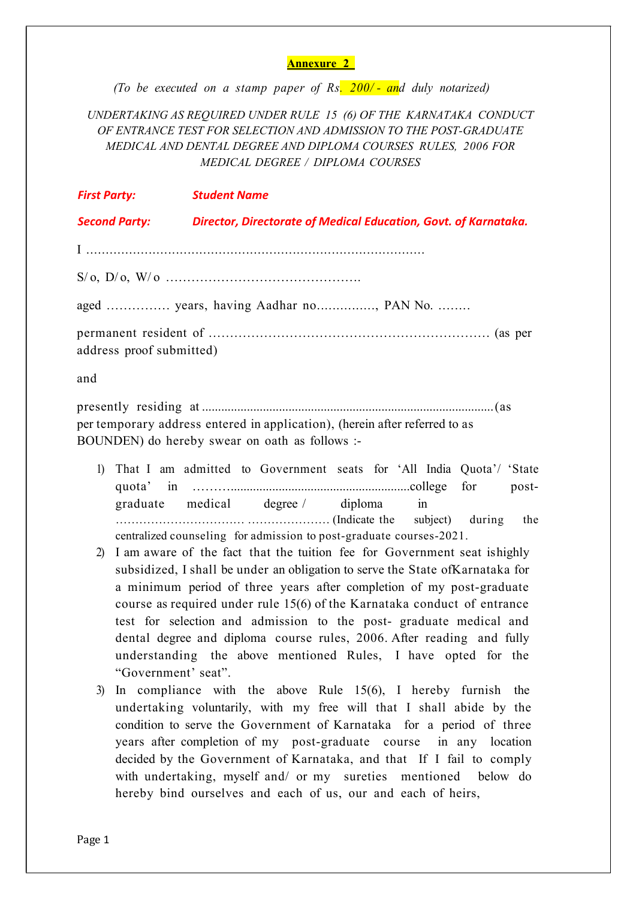**Annexure 2**

*(To be executed on a stamp paper of Rs. 200/- and duly notarized)*

*UNDERTAKING AS REQUIRED UNDER RULE 15 (6) OF THE KARNATAKA CONDUCT OF ENTRANCE TEST FOR SELECTION AND ADMISSION TO THE POST-GRADUATE MEDICAL AND DENTAL DEGREE AND DIPLOMA COURSES RULES, 2006 FOR MEDICAL DEGREE / DIPLOMA COURSES*

***First Party:*** ***Student Name***

***Second Party:*** ***Director, Directorate of Medical Education, Govt. of Karnataka.***

I ……………………………………………………………………………

S/o, D/o, W/o ……………………………………….

aged …………… years, having Aadhar no……………, PAN No. ……..

permanent resident of ………………………………………………………… (as per address proof submitted)

and

presently residing at ...........................................................................................(as per temporary address entered in application), (herein after referred to as BOUNDEN) do hereby swear on oath as follows :-

1) That I am admitted to Government seats for 'All India Quota'/ 'State quota' in ……….........................................................college for post-graduate medical degree / diploma in ……………………………. ………………… (Indicate the subject) during the centralized counseling for admission to post-graduate courses-2021.
2) I am aware of the fact that the tuition fee for Government seat ishighly subsidized, I shall be under an obligation to serve the State ofKarnataka for a minimum period of three years after completion of my post-graduate course as required under rule 15(6) of the Karnataka conduct of entrance test for selection and admission to the post- graduate medical and dental degree and diploma course rules, 2006. After reading and fully understanding the above mentioned Rules, I have opted for the "Government' seat".
3) In compliance with the above Rule 15(6), I hereby furnish the undertaking voluntarily, with my free will that I shall abide by the condition to serve the Government of Karnataka for a period of three years after completion of my post-graduate course in any location decided by the Government of Karnataka, and that If I fail to comply with undertaking, myself and/ or my sureties mentioned below do hereby bind ourselves and each of us, our and each of heirs,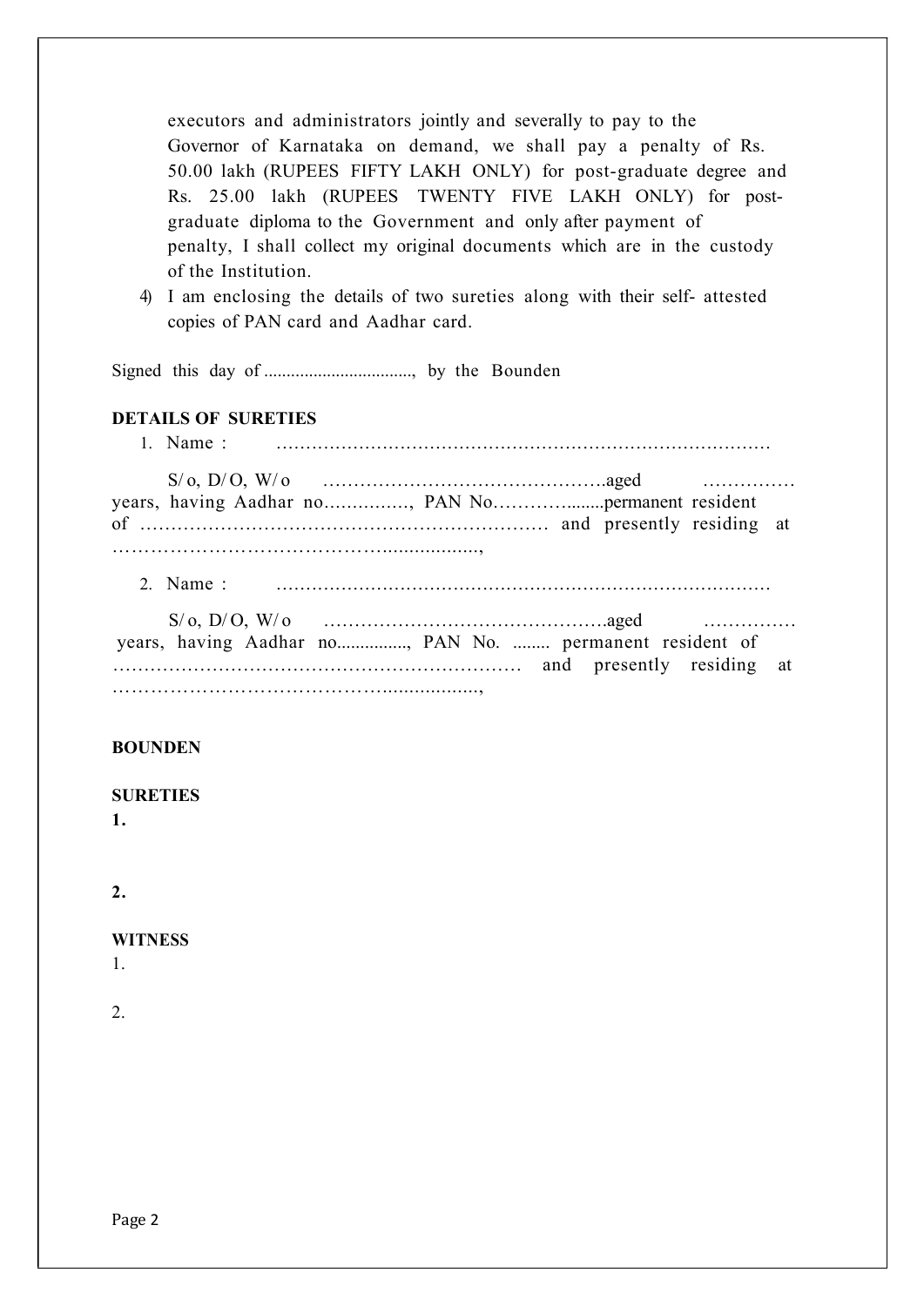executors and administrators jointly and severally to pay to the Governor of Karnataka on demand, we shall pay a penalty of Rs. 50.00 lakh (RUPEES FIFTY LAKH ONLY) for post-graduate degree and Rs. 25.00 lakh (RUPEES TWENTY FIVE LAKH ONLY) for post-graduate diploma to the Government and only after payment of penalty, I shall collect my original documents which are in the custody of the Institution.

4) I am enclosing the details of two sureties along with their self- attested copies of PAN card and Aadhar card.

Signed this day of ................................, by the Bounden

**DETAILS OF SURETIES**

1. Name : …………………………………………………………………………

S/o, D/O, W/o ……………………………………….aged …………… years, having Aadhar no……………, PAN No………….......permanent resident of ………………………………………………………… and presently residing at ……………………………………..................,

2. Name : …………………………………………………………………………

S/o, D/O, W/o ……………………………………….aged …………… years, having Aadhar no..............., PAN No. ........ permanent resident of ………………………………………………………… and presently residing at ……………………………………..................,

**BOUNDEN**

**SURETIES**

**1.**

**2.**

**WITNESS**

1.

2.